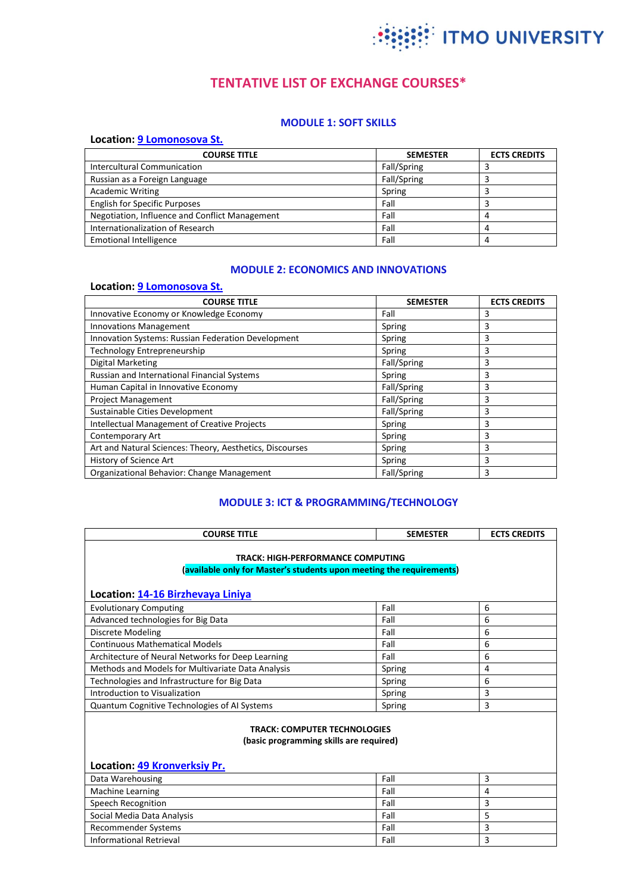ITMO UNIVERSITY

# TENTATIVE LIST OF EXCHANGE COURSES*

## MODULE 1: SOFT SKILLS

**Location: [9 Lomonosova St.]**

| COURSE TITLE | SEMESTER | ECTS CREDITS |
|---|---|---|
| Intercultural Communication | Fall/Spring | 3 |
| Russian as a Foreign Language | Fall/Spring | 3 |
| Academic Writing | Spring | 3 |
| English for Specific Purposes | Fall | 3 |
| Negotiation, Influence and Conflict Management | Fall | 4 |
| Internationalization of Research | Fall | 4 |
| Emotional Intelligence | Fall | 4 |

## MODULE 2: ECONOMICS AND INNOVATIONS

**Location: [9 Lomonosova St.]**

| COURSE TITLE | SEMESTER | ECTS CREDITS |
|---|---|---|
| Innovative Economy or Knowledge Economy | Fall | 3 |
| Innovations Management | Spring | 3 |
| Innovation Systems: Russian Federation Development | Spring | 3 |
| Technology Entrepreneurship | Spring | 3 |
| Digital Marketing | Fall/Spring | 3 |
| Russian and International Financial Systems | Spring | 3 |
| Human Capital in Innovative Economy | Fall/Spring | 3 |
| Project Management | Fall/Spring | 3 |
| Sustainable Cities Development | Fall/Spring | 3 |
| Intellectual Management of Creative Projects | Spring | 3 |
| Contemporary Art | Spring | 3 |
| Art and Natural Sciences: Theory, Aesthetics, Discourses | Spring | 3 |
| History of Science Art | Spring | 3 |
| Organizational Behavior: Change Management | Fall/Spring | 3 |

## MODULE 3: ICT & PROGRAMMING/TECHNOLOGY

| COURSE TITLE | SEMESTER | ECTS CREDITS |
|---|---|---|
| **TRACK: HIGH-PERFORMANCE COMPUTING** **(available only for Master's students upon meeting the requirements)** **Location: [14-16 Birzhevaya Liniya]** | | |
| Evolutionary Computing | Fall | 6 |
| Advanced technologies for Big Data | Fall | 6 |
| Discrete Modeling | Fall | 6 |
| Continuous Mathematical Models | Fall | 6 |
| Architecture of Neural Networks for Deep Learning | Fall | 6 |
| Methods and Models for Multivariate Data Analysis | Spring | 4 |
| Technologies and Infrastructure for Big Data | Spring | 6 |
| Introduction to Visualization | Spring | 3 |
| Quantum Cognitive Technologies of AI Systems | Spring | 3 |
| **TRACK: COMPUTER TECHNOLOGIES** **(basic programming skills are required)** **Location: [49 Kronverksiy Pr.]** | | |
| Data Warehousing | Fall | 3 |
| Machine Learning | Fall | 4 |
| Speech Recognition | Fall | 3 |
| Social Media Data Analysis | Fall | 5 |
| Recommender Systems | Fall | 3 |
| Informational Retrieval | Fall | 3 |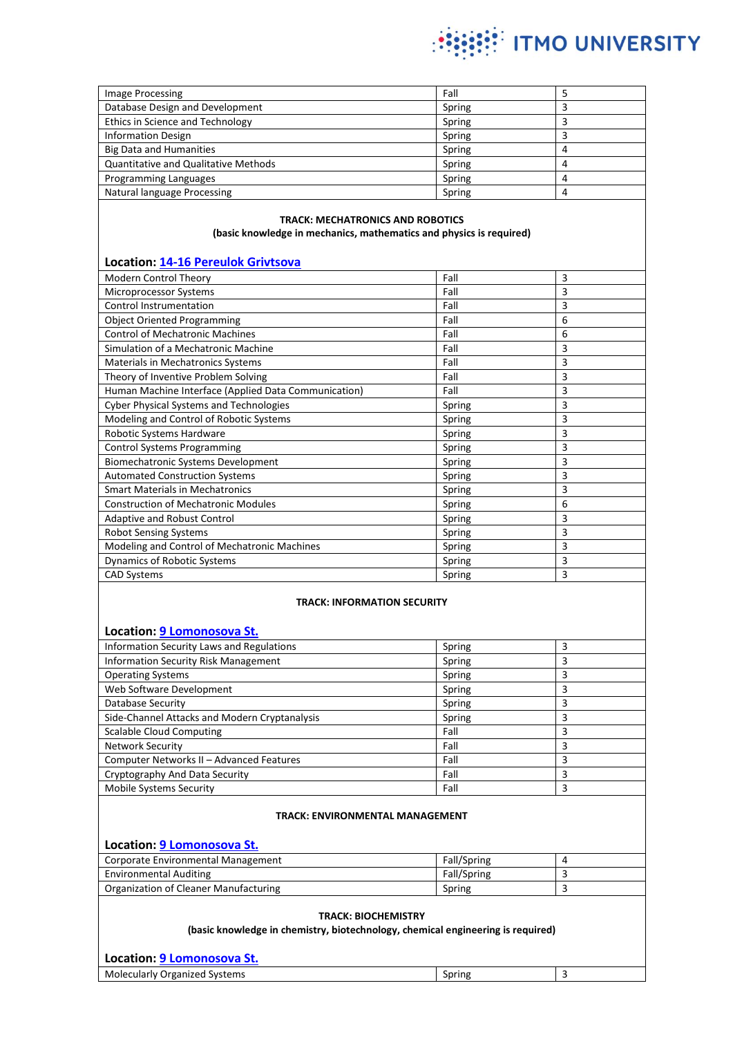| | | |
|---|---|---|
| Image Processing | Fall | 5 |
| Database Design and Development | Spring | 3 |
| Ethics in Science and Technology | Spring | 3 |
| Information Design | Spring | 3 |
| Big Data and Humanities | Spring | 4 |
| Quantitative and Qualitative Methods | Spring | 4 |
| Programming Languages | Spring | 4 |
| Natural language Processing | Spring | 4 |

**TRACK: MECHATRONICS AND ROBOTICS**
**(basic knowledge in mechanics, mathematics and physics is required)**

**Location: 14-16 Pereulok Grivtsova**

| | | |
|---|---|---|
| Modern Control Theory | Fall | 3 |
| Microprocessor Systems | Fall | 3 |
| Control Instrumentation | Fall | 3 |
| Object Oriented Programming | Fall | 6 |
| Control of Mechatronic Machines | Fall | 6 |
| Simulation of a Mechatronic Machine | Fall | 3 |
| Materials in Mechatronics Systems | Fall | 3 |
| Theory of Inventive Problem Solving | Fall | 3 |
| Human Machine Interface (Applied Data Communication) | Fall | 3 |
| Cyber Physical Systems and Technologies | Spring | 3 |
| Modeling and Control of Robotic Systems | Spring | 3 |
| Robotic Systems Hardware | Spring | 3 |
| Control Systems Programming | Spring | 3 |
| Biomechatronic Systems Development | Spring | 3 |
| Automated Construction Systems | Spring | 3 |
| Smart Materials in Mechatronics | Spring | 3 |
| Construction of Mechatronic Modules | Spring | 6 |
| Adaptive and Robust Control | Spring | 3 |
| Robot Sensing Systems | Spring | 3 |
| Modeling and Control of Mechatronic Machines | Spring | 3 |
| Dynamics of Robotic Systems | Spring | 3 |
| CAD Systems | Spring | 3 |

**TRACK: INFORMATION SECURITY**

**Location: 9 Lomonosova St.**

| | | |
|---|---|---|
| Information Security Laws and Regulations | Spring | 3 |
| Information Security Risk Management | Spring | 3 |
| Operating Systems | Spring | 3 |
| Web Software Development | Spring | 3 |
| Database Security | Spring | 3 |
| Side-Channel Attacks and Modern Cryptanalysis | Spring | 3 |
| Scalable Cloud Computing | Fall | 3 |
| Network Security | Fall | 3 |
| Computer Networks II – Advanced Features | Fall | 3 |
| Cryptography And Data Security | Fall | 3 |
| Mobile Systems Security | Fall | 3 |

**TRACK: ENVIRONMENTAL MANAGEMENT**

**Location: 9 Lomonosova St.**

| | | |
|---|---|---|
| Corporate Environmental Management | Fall/Spring | 4 |
| Environmental Auditing | Fall/Spring | 3 |
| Organization of Cleaner Manufacturing | Spring | 3 |

**TRACK: BIOCHEMISTRY**
**(basic knowledge in chemistry, biotechnology, chemical engineering is required)**

**Location: 9 Lomonosova St.**

| | | |
|---|---|---|
| Molecularly Organized Systems | Spring | 3 |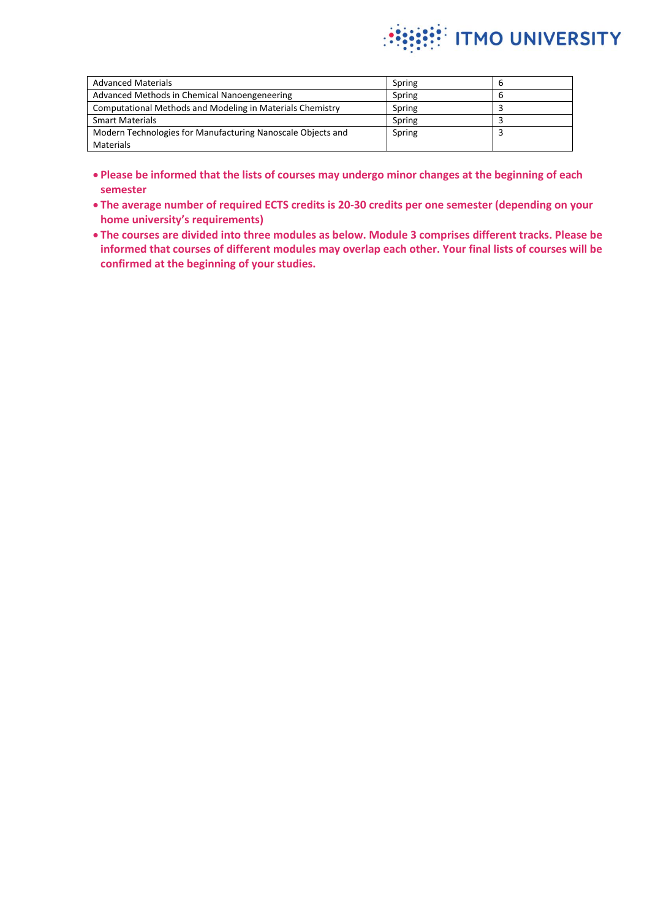| | | |
|---|---|---|
| Advanced Materials | Spring | 6 |
| Advanced Methods in Chemical Nanoengeneering | Spring | 6 |
| Computational Methods and Modeling in Materials Chemistry | Spring | 3 |
| Smart Materials | Spring | 3 |
| Modern Technologies for Manufacturing Nanoscale Objects and Materials | Spring | 3 |

- **Please be informed that the lists of courses may undergo minor changes at the beginning of each semester**
- **The average number of required ECTS credits is 20-30 credits per one semester (depending on your home university's requirements)**
- **The courses are divided into three modules as below. Module 3 comprises different tracks. Please be informed that courses of different modules may overlap each other. Your final lists of courses will be confirmed at the beginning of your studies.**